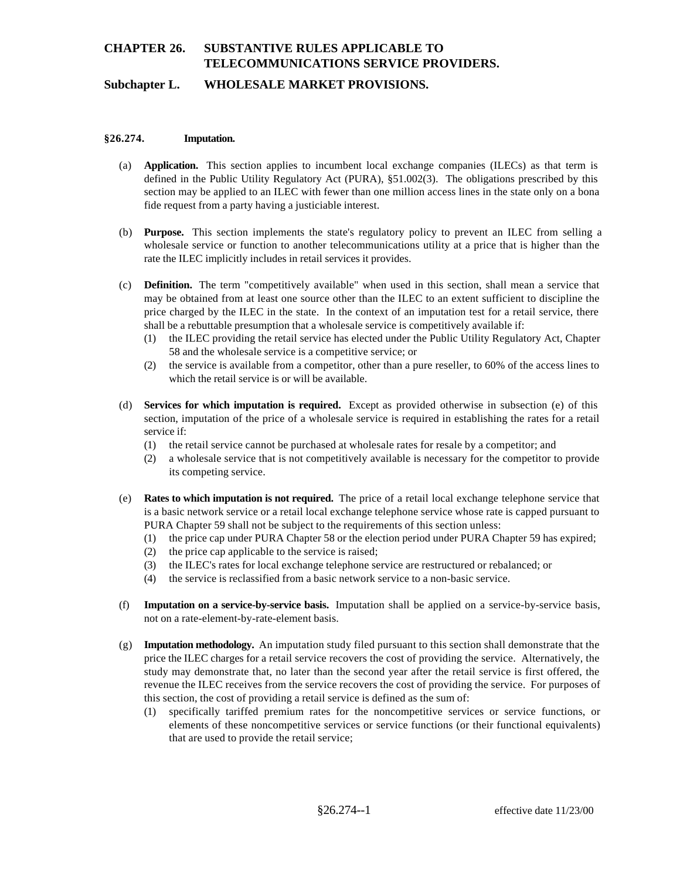# CHAPTER 26. SUBSTANTIVE RULES APPLICABLE TO TELECOMMUNICATIONS SERVICE PROVIDERS.

## Subchapter L. WHOLESALE MARKET PROVISIONS.

### §26.274. Imputation.

(a) **Application.** This section applies to incumbent local exchange companies (ILECs) as that term is defined in the Public Utility Regulatory Act (PURA), §51.002(3). The obligations prescribed by this section may be applied to an ILEC with fewer than one million access lines in the state only on a bona fide request from a party having a justiciable interest.

(b) **Purpose.** This section implements the state's regulatory policy to prevent an ILEC from selling a wholesale service or function to another telecommunications utility at a price that is higher than the rate the ILEC implicitly includes in retail services it provides.

(c) **Definition.** The term "competitively available" when used in this section, shall mean a service that may be obtained from at least one source other than the ILEC to an extent sufficient to discipline the price charged by the ILEC in the state. In the context of an imputation test for a retail service, there shall be a rebuttable presumption that a wholesale service is competitively available if:

- (1) the ILEC providing the retail service has elected under the Public Utility Regulatory Act, Chapter 58 and the wholesale service is a competitive service; or
- (2) the service is available from a competitor, other than a pure reseller, to 60% of the access lines to which the retail service is or will be available.

(d) **Services for which imputation is required.** Except as provided otherwise in subsection (e) of this section, imputation of the price of a wholesale service is required in establishing the rates for a retail service if:

- (1) the retail service cannot be purchased at wholesale rates for resale by a competitor; and
- (2) a wholesale service that is not competitively available is necessary for the competitor to provide its competing service.

(e) **Rates to which imputation is not required.** The price of a retail local exchange telephone service that is a basic network service or a retail local exchange telephone service whose rate is capped pursuant to PURA Chapter 59 shall not be subject to the requirements of this section unless:

- (1) the price cap under PURA Chapter 58 or the election period under PURA Chapter 59 has expired;
- (2) the price cap applicable to the service is raised;
- (3) the ILEC's rates for local exchange telephone service are restructured or rebalanced; or
- (4) the service is reclassified from a basic network service to a non-basic service.

(f) **Imputation on a service-by-service basis.** Imputation shall be applied on a service-by-service basis, not on a rate-element-by-rate-element basis.

(g) **Imputation methodology.** An imputation study filed pursuant to this section shall demonstrate that the price the ILEC charges for a retail service recovers the cost of providing the service. Alternatively, the study may demonstrate that, no later than the second year after the retail service is first offered, the revenue the ILEC receives from the service recovers the cost of providing the service. For purposes of this section, the cost of providing a retail service is defined as the sum of:

- (1) specifically tariffed premium rates for the noncompetitive services or service functions, or elements of these noncompetitive services or service functions (or their functional equivalents) that are used to provide the retail service;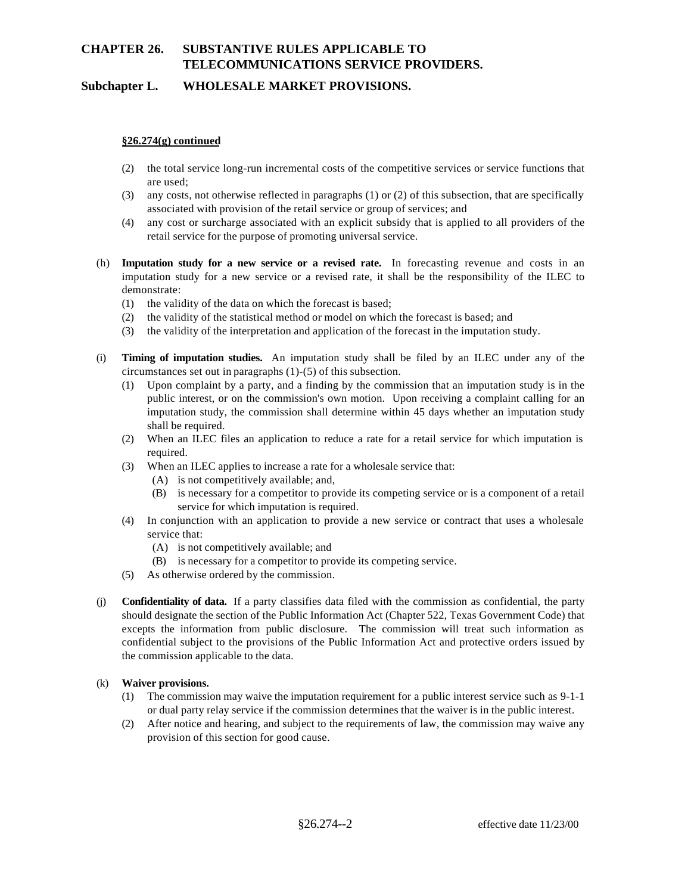**§26.274(g) continued**

(2) the total service long-run incremental costs of the competitive services or service functions that are used;

(3) any costs, not otherwise reflected in paragraphs (1) or (2) of this subsection, that are specifically associated with provision of the retail service or group of services; and

(4) any cost or surcharge associated with an explicit subsidy that is applied to all providers of the retail service for the purpose of promoting universal service.

(h) **Imputation study for a new service or a revised rate.** In forecasting revenue and costs in an imputation study for a new service or a revised rate, it shall be the responsibility of the ILEC to demonstrate:

(1) the validity of the data on which the forecast is based;

(2) the validity of the statistical method or model on which the forecast is based; and

(3) the validity of the interpretation and application of the forecast in the imputation study.

(i) **Timing of imputation studies.** An imputation study shall be filed by an ILEC under any of the circumstances set out in paragraphs (1)-(5) of this subsection.

(1) Upon complaint by a party, and a finding by the commission that an imputation study is in the public interest, or on the commission's own motion. Upon receiving a complaint calling for an imputation study, the commission shall determine within 45 days whether an imputation study shall be required.

(2) When an ILEC files an application to reduce a rate for a retail service for which imputation is required.

(3) When an ILEC applies to increase a rate for a wholesale service that:

(A) is not competitively available; and,

(B) is necessary for a competitor to provide its competing service or is a component of a retail service for which imputation is required.

(4) In conjunction with an application to provide a new service or contract that uses a wholesale service that:

(A) is not competitively available; and

(B) is necessary for a competitor to provide its competing service.

(5) As otherwise ordered by the commission.

(j) **Confidentiality of data.** If a party classifies data filed with the commission as confidential, the party should designate the section of the Public Information Act (Chapter 522, Texas Government Code) that excepts the information from public disclosure. The commission will treat such information as confidential subject to the provisions of the Public Information Act and protective orders issued by the commission applicable to the data.

(k) **Waiver provisions.**

(1) The commission may waive the imputation requirement for a public interest service such as 9-1-1 or dual party relay service if the commission determines that the waiver is in the public interest.

(2) After notice and hearing, and subject to the requirements of law, the commission may waive any provision of this section for good cause.